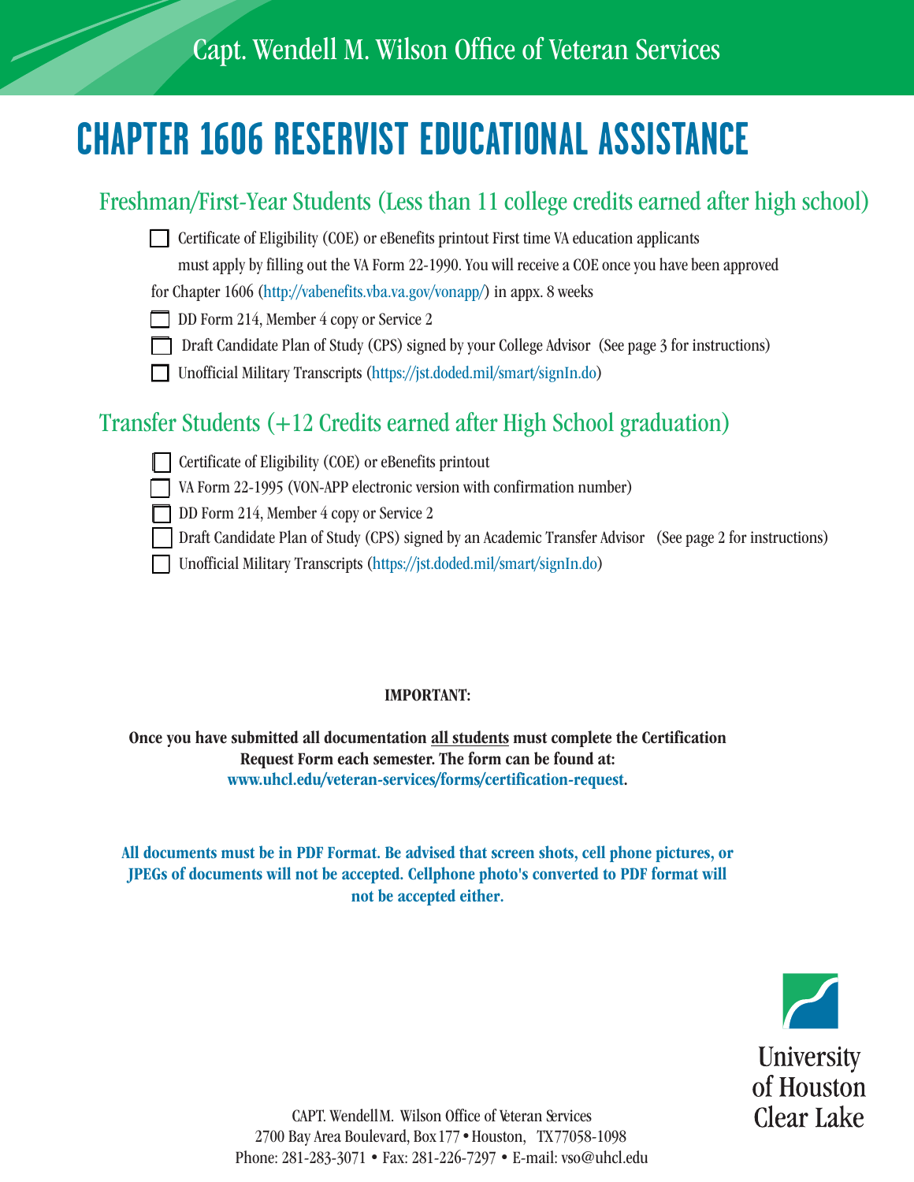Capt. Wendell M. Wilson Office of Veteran Services

# CHAPTER 1606 RESERVIST EDUCATIONAL ASSISTANCE

## Freshman/First-Year Students (Less than 11 college credits earned after high school)

- [ ] Certificate of Eligibility (COE) or eBenefits printout First time VA education applicants must apply by filling out the VA Form 22-1990. You will receive a COE once you have been approved for Chapter 1606 (http://vabenefits.vba.va.gov/vonapp/) in appx. 8 weeks
- [ ] DD Form 214, Member 4 copy or Service 2
- [ ] Draft Candidate Plan of Study (CPS) signed by your College Advisor (See page 3 for instructions)
- [ ] Unofficial Military Transcripts (https://jst.doded.mil/smart/signIn.do)

## Transfer Students (+12 Credits earned after High School graduation)

- [ ] Certificate of Eligibility (COE) or eBenefits printout
- [ ] VA Form 22-1995 (VON-APP electronic version with confirmation number)
- [ ] DD Form 214, Member 4 copy or Service 2
- [ ] Draft Candidate Plan of Study (CPS) signed by an Academic Transfer Advisor (See page 2 for instructions)
- [ ] Unofficial Military Transcripts (https://jst.doded.mil/smart/signIn.do)

**IMPORTANT:**

**Once you have submitted all documentation <u>all students</u> must complete the Certification Request Form each semester. The form can be found at: www.uhcl.edu/veteran-services/forms/certification-request.**

**All documents must be in PDF Format. Be advised that screen shots, cell phone pictures, or JPEGs of documents will not be accepted. Cellphone photo's converted to PDF format will not be accepted either.**

University of Houston Clear Lake

CAPT. Wendell M. Wilson Office of Veteran Services
2700 Bay Area Boulevard, Box 177 • Houston, TX 77058-1098
Phone: 281-283-3071 • Fax: 281-226-7297 • E-mail: vso@uhcl.edu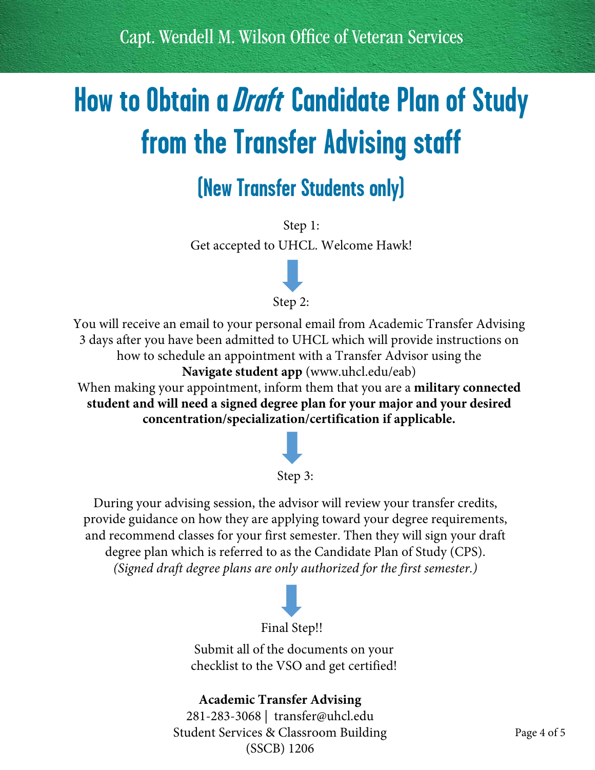Capt. Wendell M. Wilson Office of Veteran Services

# How to Obtain a *Draft* Candidate Plan of Study from the Transfer Advising staff

## (New Transfer Students only)

Step 1:

Get accepted to UHCL. Welcome Hawk!

Step 2:

You will receive an email to your personal email from Academic Transfer Advising 3 days after you have been admitted to UHCL which will provide instructions on how to schedule an appointment with a Transfer Advisor using the **Navigate student app** (www.uhcl.edu/eab)

When making your appointment, inform them that you are a **military connected student and will need a signed degree plan for your major and your desired concentration/specialization/certification if applicable.**

Step 3:

During your advising session, the advisor will review your transfer credits, provide guidance on how they are applying toward your degree requirements, and recommend classes for your first semester. Then they will sign your draft degree plan which is referred to as the Candidate Plan of Study (CPS).

*(Signed draft degree plans are only authorized for the first semester.)*

Final Step!!

Submit all of the documents on your checklist to the VSO and get certified!

**Academic Transfer Advising**

281-283-3068 | transfer@uhcl.edu

Student Services & Classroom Building (SSCB) 1206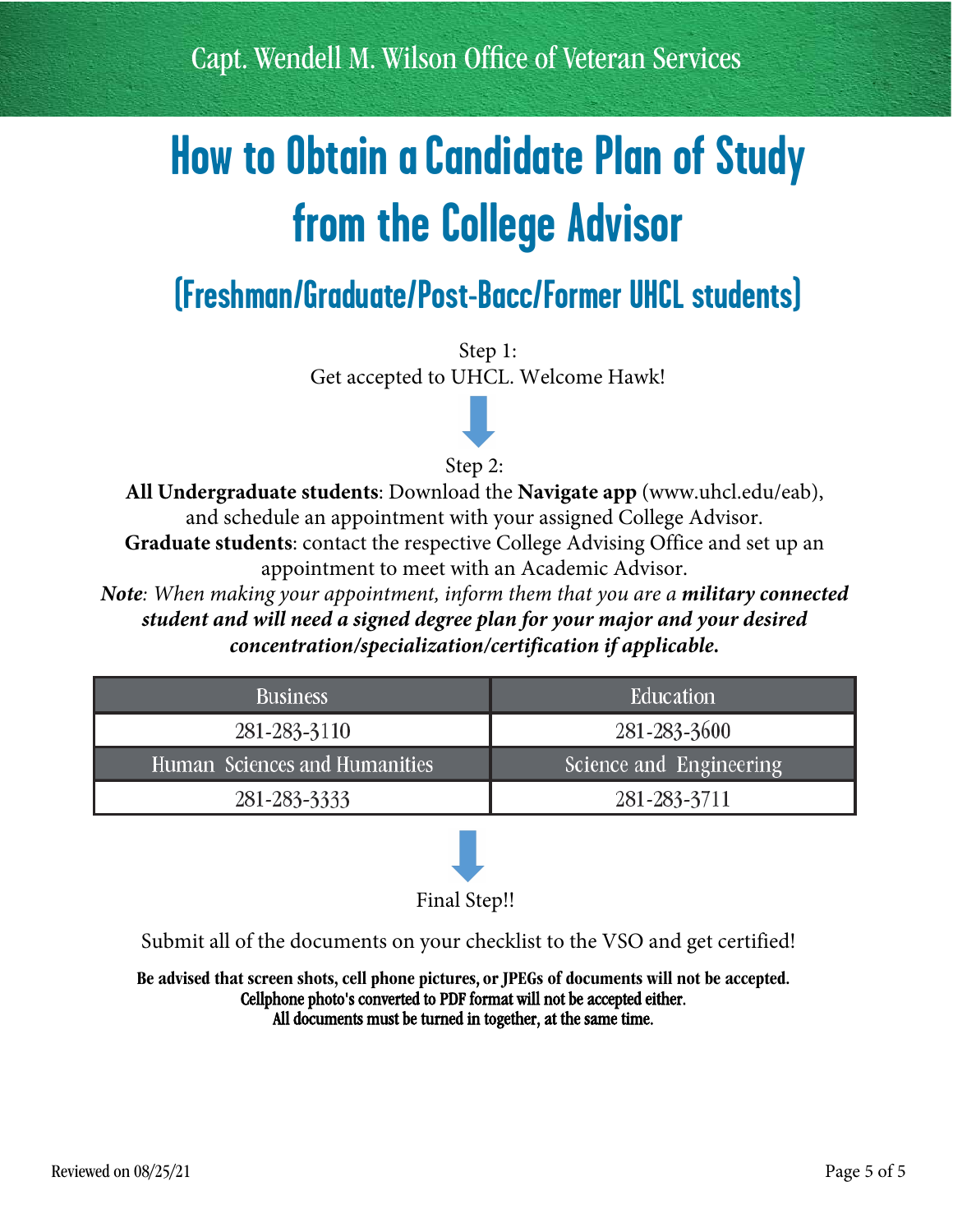Capt. Wendell M. Wilson Office of Veteran Services

# How to Obtain a Candidate Plan of Study from the College Advisor

## (Freshman/Graduate/Post-Bacc/Former UHCL students)

Step 1:
Get accepted to UHCL. Welcome Hawk!

Step 2:
**All Undergraduate students**: Download the **Navigate app** (www.uhcl.edu/eab), and schedule an appointment with your assigned College Advisor.
**Graduate students**: contact the respective College Advising Office and set up an appointment to meet with an Academic Advisor.
***Note**: When making your appointment, inform them that you are a **military connected student and will need a signed degree plan for your major and your desired concentration/specialization/certification if applicable.***

| Business | Education |
|---|---|
| 281-283-3110 | 281-283-3600 |
| Human Sciences and Humanities | Science and Engineering |
| 281-283-3333 | 281-283-3711 |

Final Step!!

Submit all of the documents on your checklist to the VSO and get certified!

**Be advised that screen shots, cell phone pictures, or JPEGs of documents will not be accepted.
Cellphone photo's converted to PDF format will not be accepted either.
All documents must be turned in together, at the same time.**

Reviewed on 08/25/21